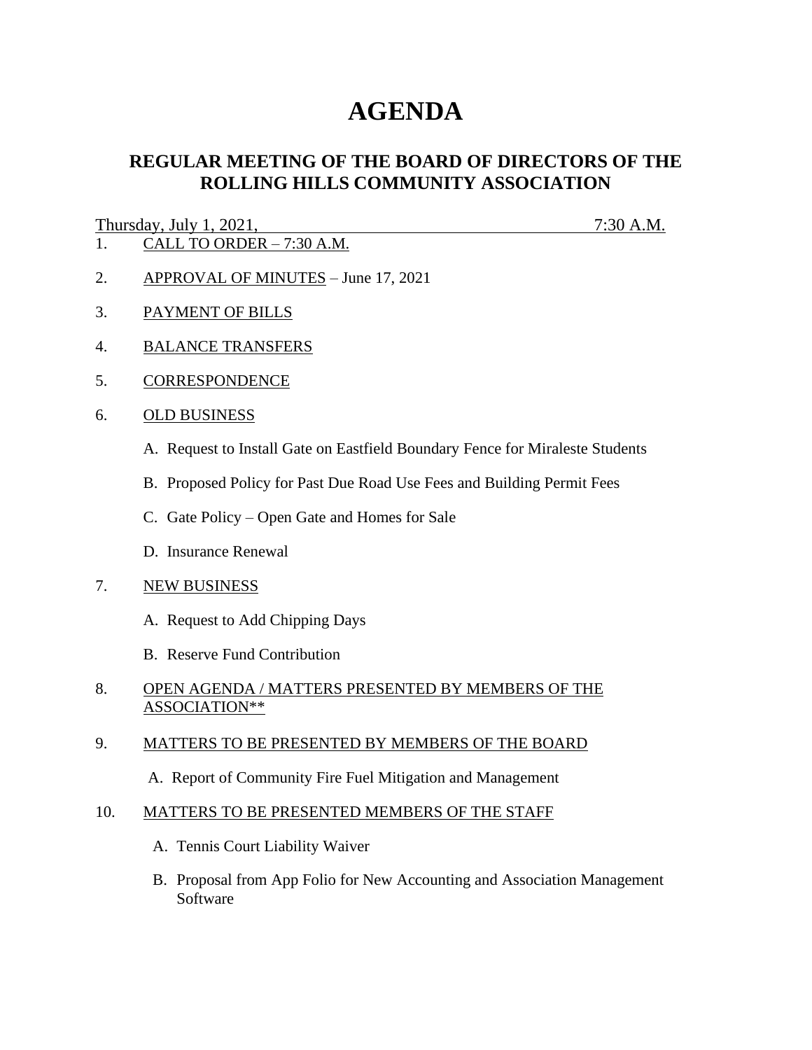# AGENDA

## REGULAR MEETING OF THE BOARD OF DIRECTORS OF THE ROLLING HILLS COMMUNITY ASSOCIATION

Thursday, July 1, 2021, 7:30 A.M.

1. CALL TO ORDER – 7:30 A.M.

2. APPROVAL OF MINUTES – June 17, 2021

3. PAYMENT OF BILLS

4. BALANCE TRANSFERS

5. CORRESPONDENCE

6. OLD BUSINESS

   A. Request to Install Gate on Eastfield Boundary Fence for Miraleste Students

   B. Proposed Policy for Past Due Road Use Fees and Building Permit Fees

   C. Gate Policy – Open Gate and Homes for Sale

   D. Insurance Renewal

7. NEW BUSINESS

   A. Request to Add Chipping Days

   B. Reserve Fund Contribution

8. OPEN AGENDA / MATTERS PRESENTED BY MEMBERS OF THE ASSOCIATION**

9. MATTERS TO BE PRESENTED BY MEMBERS OF THE BOARD

   A. Report of Community Fire Fuel Mitigation and Management

10. MATTERS TO BE PRESENTED MEMBERS OF THE STAFF

    A. Tennis Court Liability Waiver

    B. Proposal from App Folio for New Accounting and Association Management Software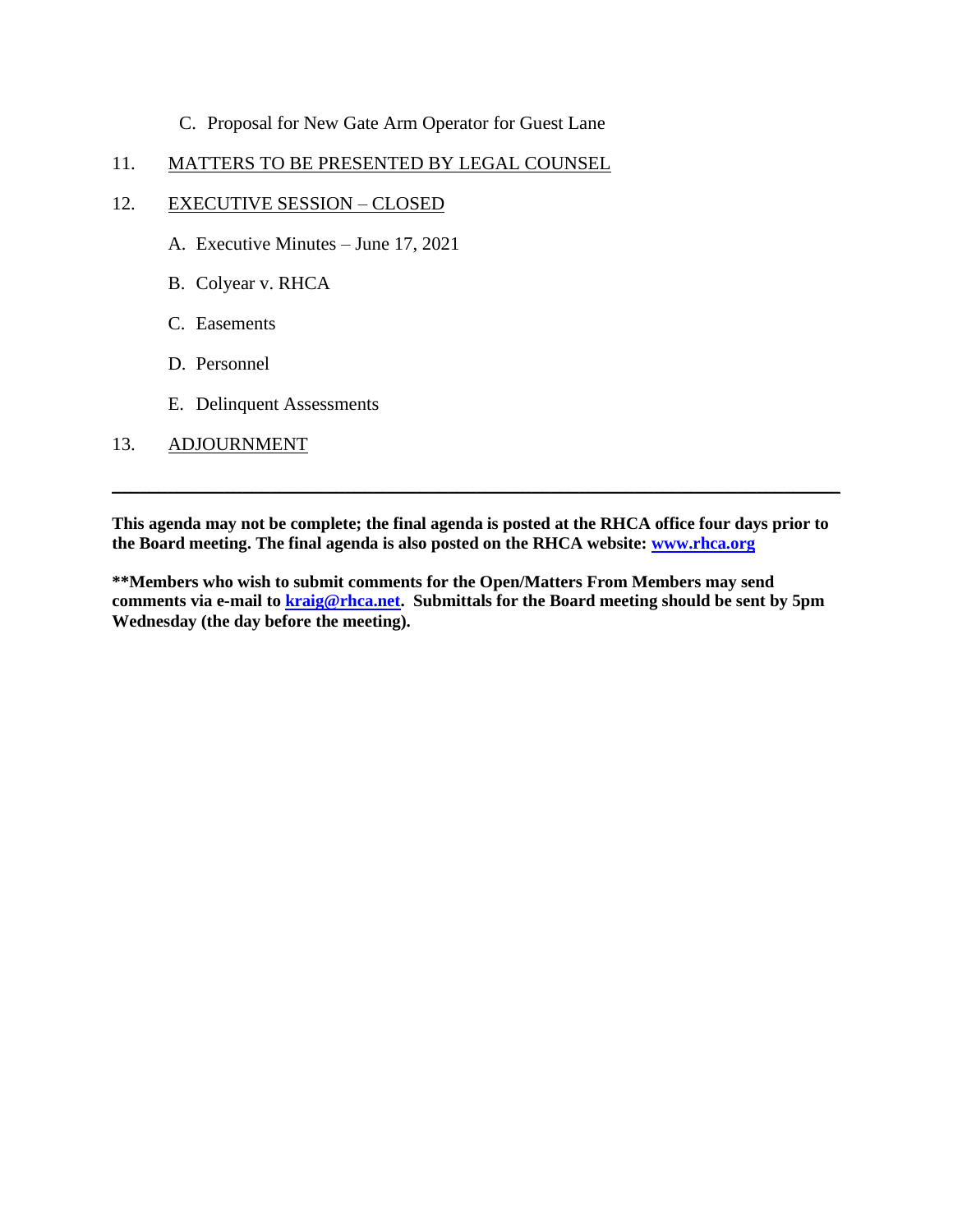C. Proposal for New Gate Arm Operator for Guest Lane

11. MATTERS TO BE PRESENTED BY LEGAL COUNSEL

12. EXECUTIVE SESSION – CLOSED

   A. Executive Minutes – June 17, 2021

   B. Colyear v. RHCA

   C. Easements

   D. Personnel

   E. Delinquent Assessments

13. ADJOURNMENT

---

**This agenda may not be complete; the final agenda is posted at the RHCA office four days prior to the Board meeting. The final agenda is also posted on the RHCA website: [www.rhca.org](http://www.rhca.org)**

****Members who wish to submit comments for the Open/Matters From Members may send comments via e-mail to [kraig@rhca.net](mailto:kraig@rhca.net). Submittals for the Board meeting should be sent by 5pm Wednesday (the day before the meeting).**